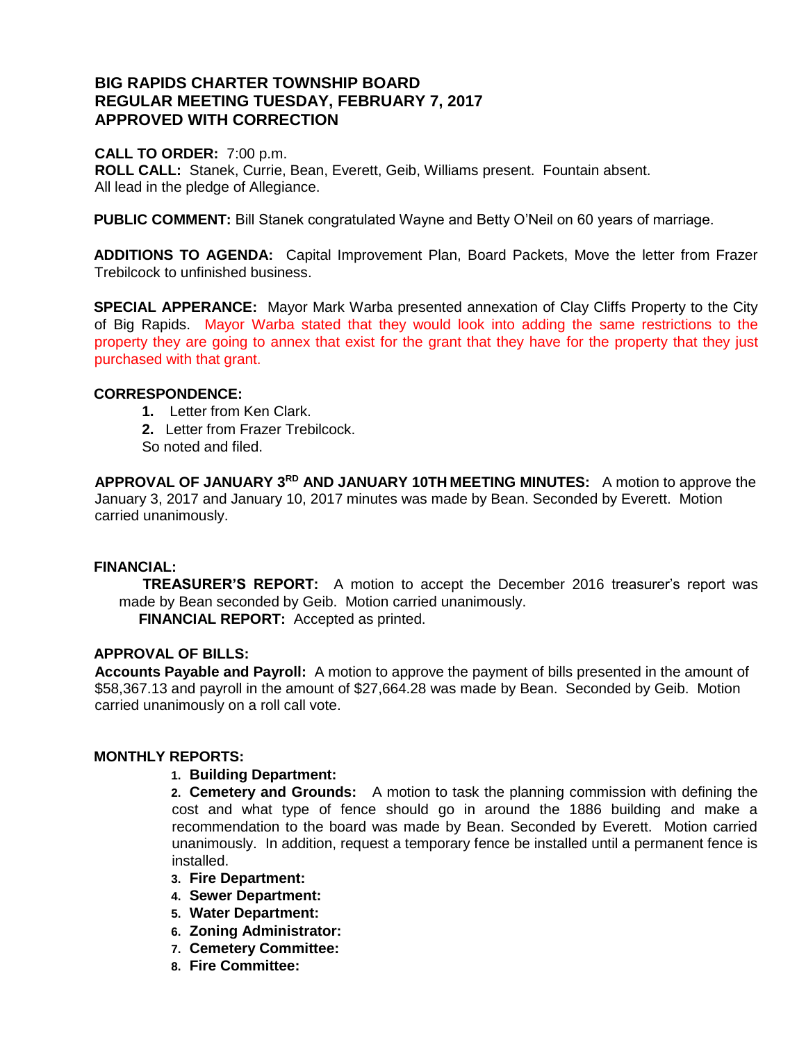**BIG RAPIDS CHARTER TOWNSHIP BOARD**
**REGULAR MEETING TUESDAY, FEBRUARY 7, 2017**
**APPROVED WITH CORRECTION**

**CALL TO ORDER:** 7:00 p.m.
**ROLL CALL:** Stanek, Currie, Bean, Everett, Geib, Williams present. Fountain absent.
All lead in the pledge of Allegiance.

**PUBLIC COMMENT:** Bill Stanek congratulated Wayne and Betty O'Neil on 60 years of marriage.

**ADDITIONS TO AGENDA:** Capital Improvement Plan, Board Packets, Move the letter from Frazer Trebilcock to unfinished business.

**SPECIAL APPERANCE:** Mayor Mark Warba presented annexation of Clay Cliffs Property to the City of Big Rapids. Mayor Warba stated that they would look into adding the same restrictions to the property they are going to annex that exist for the grant that they have for the property that they just purchased with that grant.

**CORRESPONDENCE:**

1. Letter from Ken Clark.
2. Letter from Frazer Trebilcock.

So noted and filed.

**APPROVAL OF JANUARY 3RD AND JANUARY 10TH MEETING MINUTES:** A motion to approve the January 3, 2017 and January 10, 2017 minutes was made by Bean. Seconded by Everett. Motion carried unanimously.

**FINANCIAL:**

**TREASURER'S REPORT:** A motion to accept the December 2016 treasurer's report was made by Bean seconded by Geib. Motion carried unanimously.

**FINANCIAL REPORT:** Accepted as printed.

**APPROVAL OF BILLS:**

**Accounts Payable and Payroll:** A motion to approve the payment of bills presented in the amount of $58,367.13 and payroll in the amount of $27,664.28 was made by Bean. Seconded by Geib. Motion carried unanimously on a roll call vote.

**MONTHLY REPORTS:**

1. **Building Department:**
2. **Cemetery and Grounds:** A motion to task the planning commission with defining the cost and what type of fence should go in around the 1886 building and make a recommendation to the board was made by Bean. Seconded by Everett. Motion carried unanimously. In addition, request a temporary fence be installed until a permanent fence is installed.
3. **Fire Department:**
4. **Sewer Department:**
5. **Water Department:**
6. **Zoning Administrator:**
7. **Cemetery Committee:**
8. **Fire Committee:**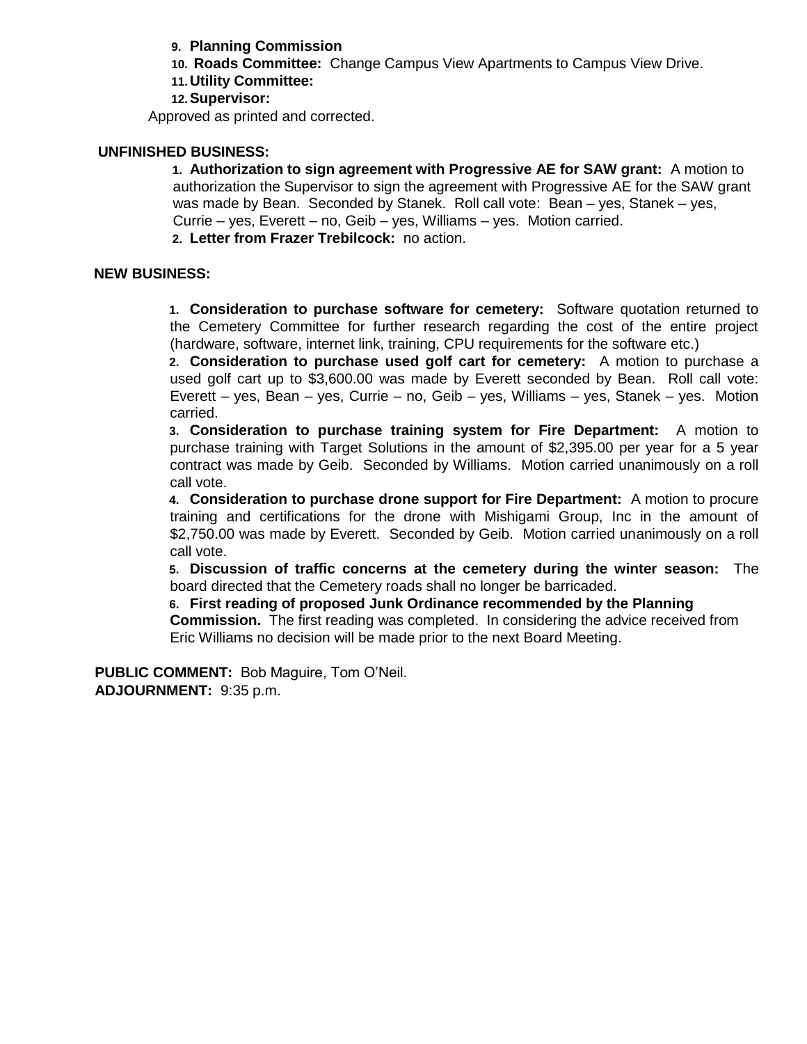9. **Planning Commission**
10. **Roads Committee:** Change Campus View Apartments to Campus View Drive.
11. **Utility Committee:**
12. **Supervisor:**

Approved as printed and corrected.

**UNFINISHED BUSINESS:**

1. **Authorization to sign agreement with Progressive AE for SAW grant:** A motion to authorization the Supervisor to sign the agreement with Progressive AE for the SAW grant was made by Bean. Seconded by Stanek. Roll call vote: Bean – yes, Stanek – yes, Currie – yes, Everett – no, Geib – yes, Williams – yes. Motion carried.
2. **Letter from Frazer Trebilcock:** no action.

**NEW BUSINESS:**

1. **Consideration to purchase software for cemetery:** Software quotation returned to the Cemetery Committee for further research regarding the cost of the entire project (hardware, software, internet link, training, CPU requirements for the software etc.)
2. **Consideration to purchase used golf cart for cemetery:** A motion to purchase a used golf cart up to $3,600.00 was made by Everett seconded by Bean. Roll call vote: Everett – yes, Bean – yes, Currie – no, Geib – yes, Williams – yes, Stanek – yes. Motion carried.
3. **Consideration to purchase training system for Fire Department:** A motion to purchase training with Target Solutions in the amount of $2,395.00 per year for a 5 year contract was made by Geib. Seconded by Williams. Motion carried unanimously on a roll call vote.
4. **Consideration to purchase drone support for Fire Department:** A motion to procure training and certifications for the drone with Mishigami Group, Inc in the amount of $2,750.00 was made by Everett. Seconded by Geib. Motion carried unanimously on a roll call vote.
5. **Discussion of traffic concerns at the cemetery during the winter season:** The board directed that the Cemetery roads shall no longer be barricaded.
6. **First reading of proposed Junk Ordinance recommended by the Planning Commission.** The first reading was completed. In considering the advice received from Eric Williams no decision will be made prior to the next Board Meeting.

**PUBLIC COMMENT:** Bob Maguire, Tom O'Neil.
**ADJOURNMENT:** 9:35 p.m.